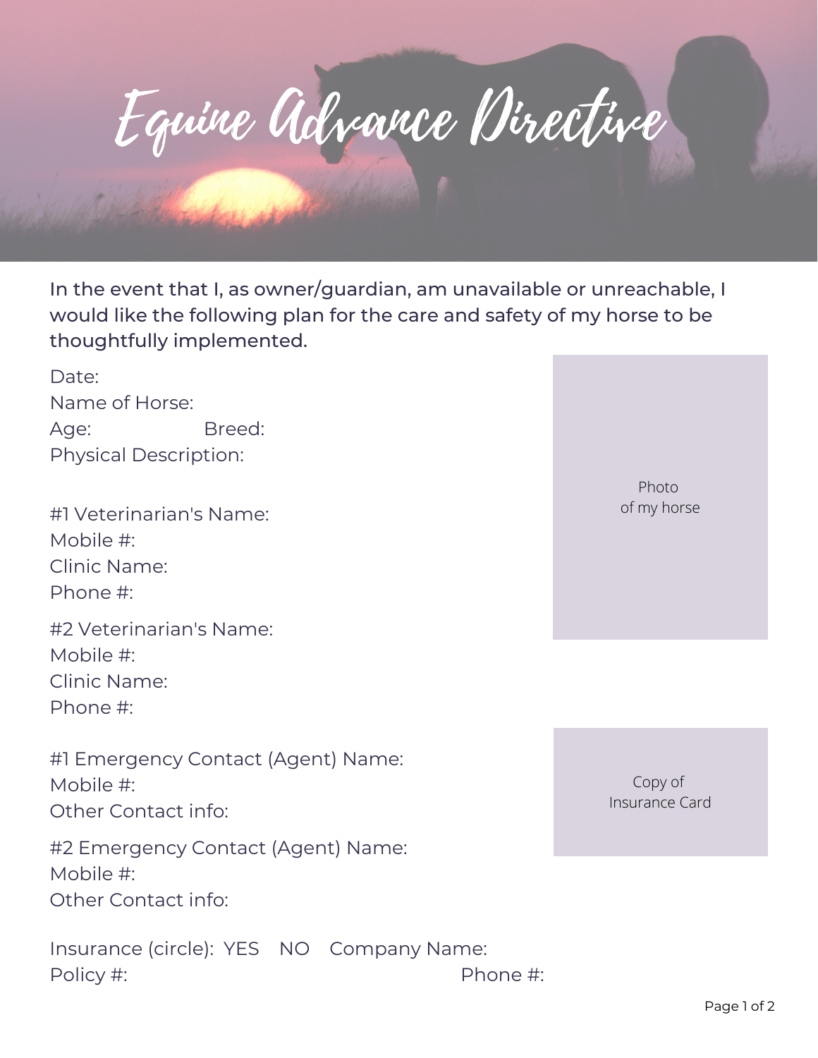# Equine Advance Directive

In the event that I, as owner/guardian, am unavailable or unreachable, I would like the following plan for the care and safety of my horse to be thoughtfully implemented.

Date:
Name of Horse:
Age: Breed:
Physical Description:

Photo of my horse

#1 Veterinarian's Name:
Mobile #:
Clinic Name:
Phone #:

#2 Veterinarian's Name:
Mobile #:
Clinic Name:
Phone #:

#1 Emergency Contact (Agent) Name:
Mobile #:
Other Contact info:

#2 Emergency Contact (Agent) Name:
Mobile #:
Other Contact info:

Copy of Insurance Card

Insurance (circle): YES NO Company Name:
Policy #: Phone #: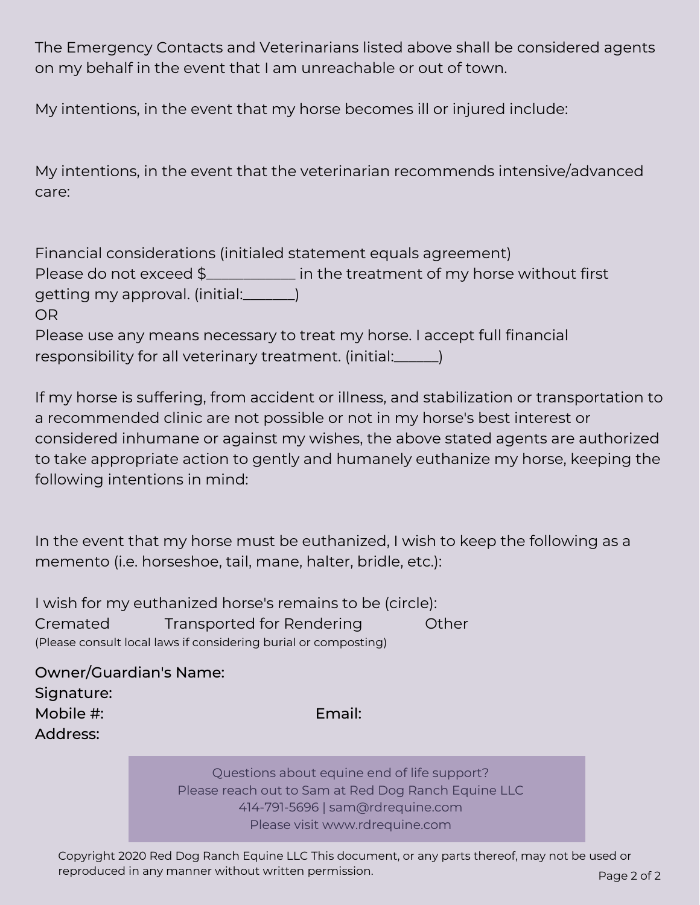The Emergency Contacts and Veterinarians listed above shall be considered agents on my behalf in the event that I am unreachable or out of town.

My intentions, in the event that my horse becomes ill or injured include:

My intentions, in the event that the veterinarian recommends intensive/advanced care:

Financial considerations (initialed statement equals agreement)
Please do not exceed $___________ in the treatment of my horse without first getting my approval. (initial:_______)
OR
Please use any means necessary to treat my horse. I accept full financial responsibility for all veterinary treatment. (initial:______)

If my horse is suffering, from accident or illness, and stabilization or transportation to a recommended clinic are not possible or not in my horse's best interest or considered inhumane or against my wishes, the above stated agents are authorized to take appropriate action to gently and humanely euthanize my horse, keeping the following intentions in mind:

In the event that my horse must be euthanized, I wish to keep the following as a memento (i.e. horseshoe, tail, mane, halter, bridle, etc.):

I wish for my euthanized horse's remains to be (circle):
Cremated Transported for Rendering Other
(Please consult local laws if considering burial or composting)

**Owner/Guardian's Name:**
**Signature:**
**Mobile #:** **Email:**
**Address:**

Questions about equine end of life support?
Please reach out to Sam at Red Dog Ranch Equine LLC
414-791-5696 | sam@rdrequine.com
Please visit www.rdrequine.com

Copyright 2020 Red Dog Ranch Equine LLC This document, or any parts thereof, may not be used or reproduced in any manner without written permission.